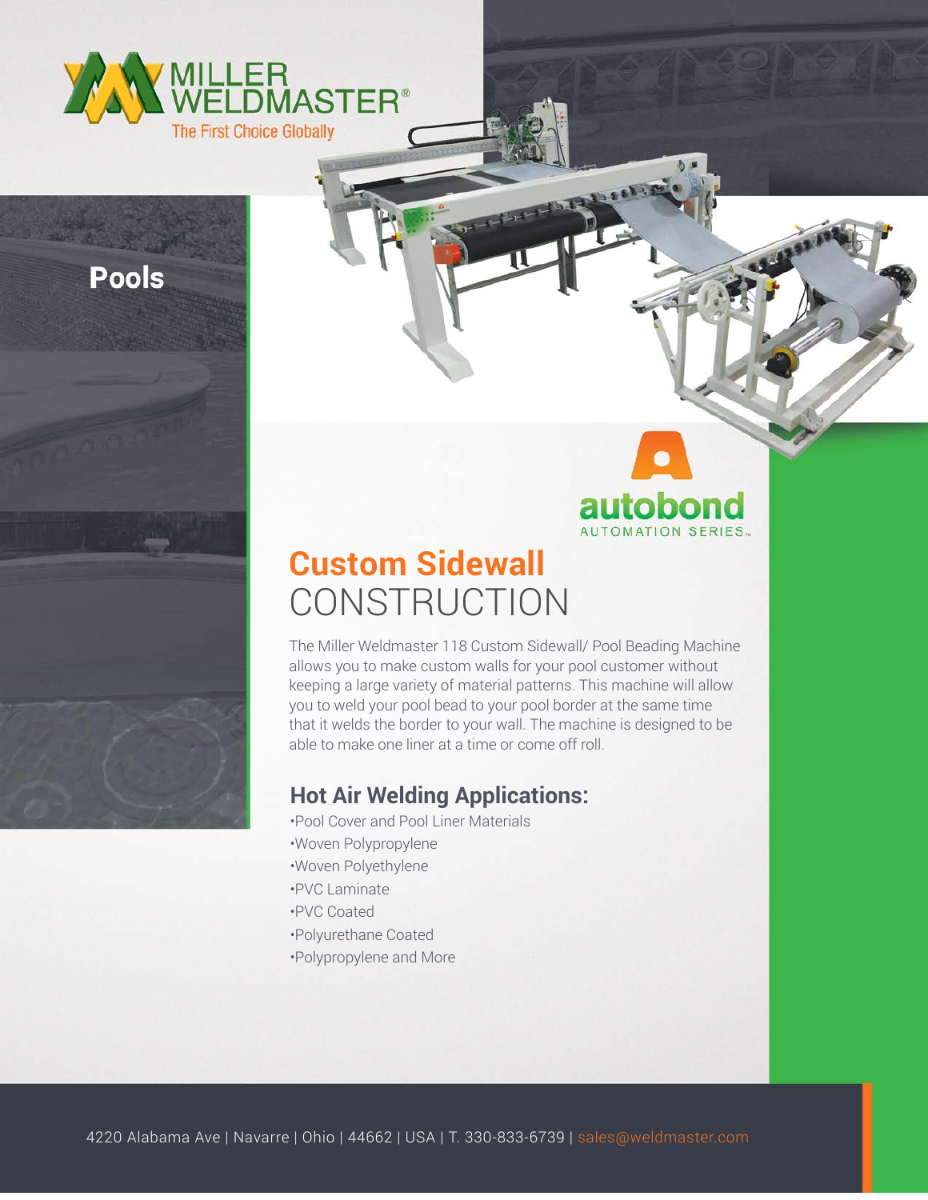MILLER WELDMASTER®

The First Choice Globally

**Pools**

autobond

AUTOMATION SERIES™

# Custom Sidewall CONSTRUCTION

The Miller Weldmaster 118 Custom Sidewall/ Pool Beading Machine allows you to make custom walls for your pool customer without keeping a large variety of material patterns. This machine will allow you to weld your pool bead to your pool border at the same time that it welds the border to your wall. The machine is designed to be able to make one liner at a time or come off roll.

## Hot Air Welding Applications:

- Pool Cover and Pool Liner Materials
- Woven Polypropylene
- Woven Polyethylene
- PVC Laminate
- PVC Coated
- Polyurethane Coated
- Polypropylene and More

4220 Alabama Ave | Navarre | Ohio | 44662 | USA | T. 330-833-6739 | sales@weldmaster.com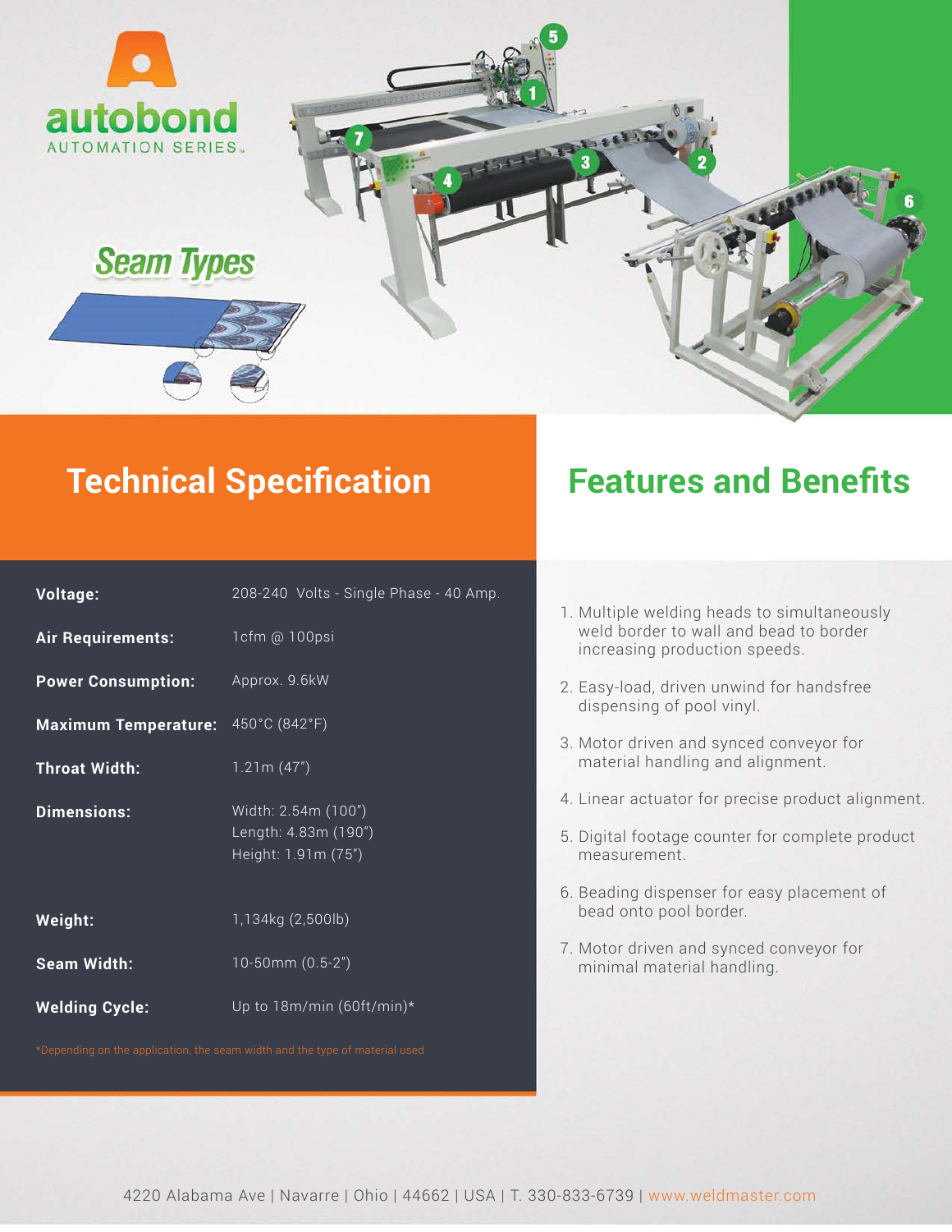autobond

AUTOMATION SERIES™

Seam Types

## Technical Specification

| | |
|---|---|
| **Voltage:** | 208-240 Volts - Single Phase - 40 Amp. |
| **Air Requirements:** | 1cfm @ 100psi |
| **Power Consumption:** | Approx. 9.6kW |
| **Maximum Temperature:** | 450°C (842°F) |
| **Throat Width:** | 1.21m (47") |
| **Dimensions:** | Width: 2.54m (100")<br>Length: 4.83m (190")<br>Height: 1.91m (75") |
| **Weight:** | 1,134kg (2,500lb) |
| **Seam Width:** | 10-50mm (0.5-2") |
| **Welding Cycle:** | Up to 18m/min (60ft/min)* |

*Depending on the application, the seam width and the type of material used

## Features and Benefits

1. Multiple welding heads to simultaneously weld border to wall and bead to border increasing production speeds.
2. Easy-load, driven unwind for handsfree dispensing of pool vinyl.
3. Motor driven and synced conveyor for material handling and alignment.
4. Linear actuator for precise product alignment.
5. Digital footage counter for complete product measurement.
6. Beading dispenser for easy placement of bead onto pool border.
7. Motor driven and synced conveyor for minimal material handling.

4220 Alabama Ave | Navarre | Ohio | 44662 | USA | T. 330-833-6739 | www.weldmaster.com